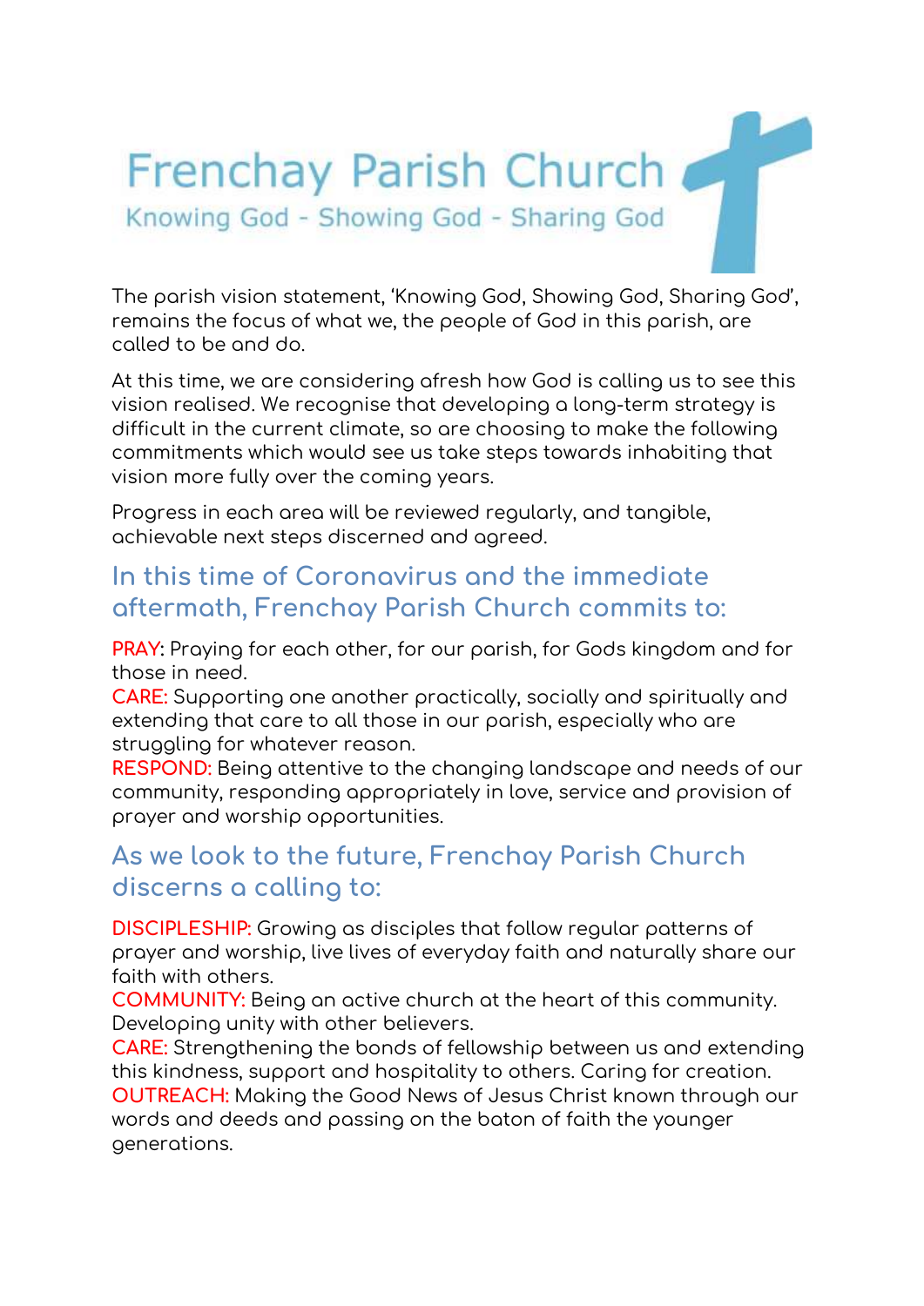# Frenchay Parish Church

Knowing God - Showing God - Sharing God

The parish vision statement, 'Knowing God, Showing God, Sharing God', remains the focus of what we, the people of God in this parish, are called to be and do.

At this time, we are considering afresh how God is calling us to see this vision realised. We recognise that developing a long-term strategy is difficult in the current climate, so are choosing to make the following commitments which would see us take steps towards inhabiting that vision more fully over the coming years.

Progress in each area will be reviewed regularly, and tangible, achievable next steps discerned and agreed.

## In this time of Coronavirus and the immediate aftermath, Frenchay Parish Church commits to:

**PRAY:** Praying for each other, for our parish, for Gods kingdom and for those in need.
**CARE:** Supporting one another practically, socially and spiritually and extending that care to all those in our parish, especially who are struggling for whatever reason.
**RESPOND:** Being attentive to the changing landscape and needs of our community, responding appropriately in love, service and provision of prayer and worship opportunities.

## As we look to the future, Frenchay Parish Church discerns a calling to:

**DISCIPLESHIP:** Growing as disciples that follow regular patterns of prayer and worship, live lives of everyday faith and naturally share our faith with others.
**COMMUNITY:** Being an active church at the heart of this community. Developing unity with other believers.
**CARE:** Strengthening the bonds of fellowship between us and extending this kindness, support and hospitality to others. Caring for creation.
**OUTREACH:** Making the Good News of Jesus Christ known through our words and deeds and passing on the baton of faith the younger generations.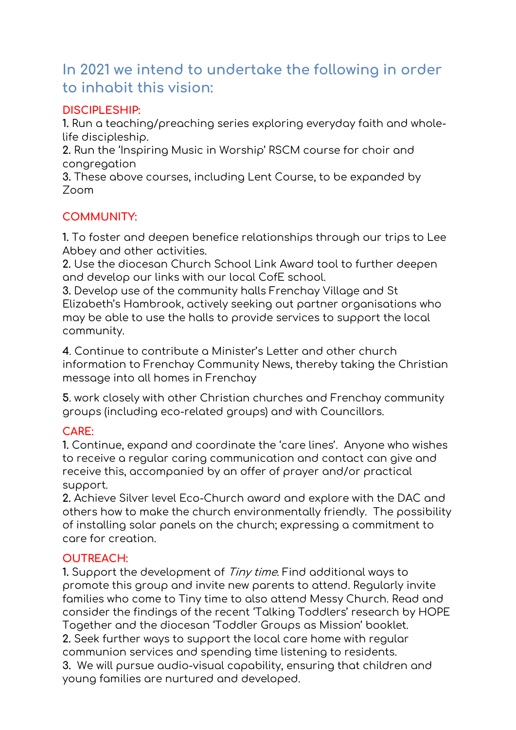## In 2021 we intend to undertake the following in order to inhabit this vision:

**DISCIPLESHIP:**

**1.** Run a teaching/preaching series exploring everyday faith and whole-life discipleship.
**2.** Run the 'Inspiring Music in Worship' RSCM course for choir and congregation
**3.** These above courses, including Lent Course, to be expanded by Zoom

**COMMUNITY:**

**1.** To foster and deepen benefice relationships through our trips to Lee Abbey and other activities.
**2.** Use the diocesan Church School Link Award tool to further deepen and develop our links with our local CofE school.
**3.** Develop use of the community halls Frenchay Village and St Elizabeth's Hambrook, actively seeking out partner organisations who may be able to use the halls to provide services to support the local community.

**4**. Continue to contribute a Minister's Letter and other church information to Frenchay Community News, thereby taking the Christian message into all homes in Frenchay

**5**. work closely with other Christian churches and Frenchay community groups (including eco-related groups) and with Councillors.

**CARE:**

**1.** Continue, expand and coordinate the 'care lines'. Anyone who wishes to receive a regular caring communication and contact can give and receive this, accompanied by an offer of prayer and/or practical support.
**2.** Achieve Silver level Eco-Church award and explore with the DAC and others how to make the church environmentally friendly. The possibility of installing solar panels on the church; expressing a commitment to care for creation.

**OUTREACH:**

**1.** Support the development of *Tiny time*. Find additional ways to promote this group and invite new parents to attend. Regularly invite families who come to Tiny time to also attend Messy Church. Read and consider the findings of the recent 'Talking Toddlers' research by HOPE Together and the diocesan 'Toddler Groups as Mission' booklet.
**2.** Seek further ways to support the local care home with regular communion services and spending time listening to residents.
**3.** We will pursue audio-visual capability, ensuring that children and young families are nurtured and developed.